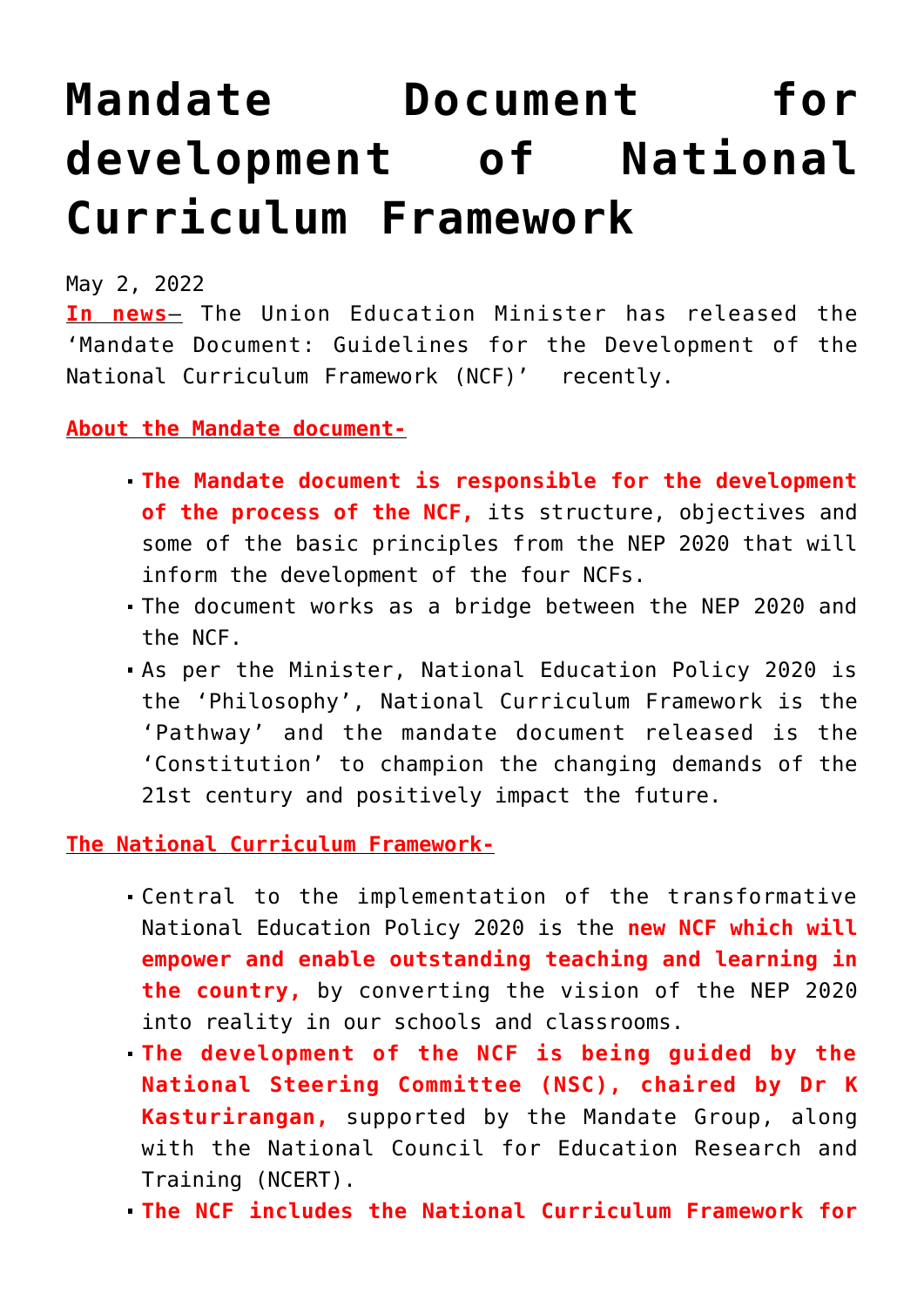# Mandate Document for development of National Curriculum Framework

May 2, 2022

**In news**– The Union Education Minister has released the 'Mandate Document: Guidelines for the Development of the National Curriculum Framework (NCF)' recently.

**About the Mandate document-**

- **The Mandate document is responsible for the development of the process of the NCF,** its structure, objectives and some of the basic principles from the NEP 2020 that will inform the development of the four NCFs.
- The document works as a bridge between the NEP 2020 and the NCF.
- As per the Minister, National Education Policy 2020 is the 'Philosophy', National Curriculum Framework is the 'Pathway' and the mandate document released is the 'Constitution' to champion the changing demands of the 21st century and positively impact the future.

**The National Curriculum Framework-**

- Central to the implementation of the transformative National Education Policy 2020 is the **new NCF which will empower and enable outstanding teaching and learning in the country,** by converting the vision of the NEP 2020 into reality in our schools and classrooms.
- **The development of the NCF is being guided by the National Steering Committee (NSC), chaired by Dr K Kasturirangan,** supported by the Mandate Group, along with the National Council for Education Research and Training (NCERT).
- **The NCF includes the National Curriculum Framework for**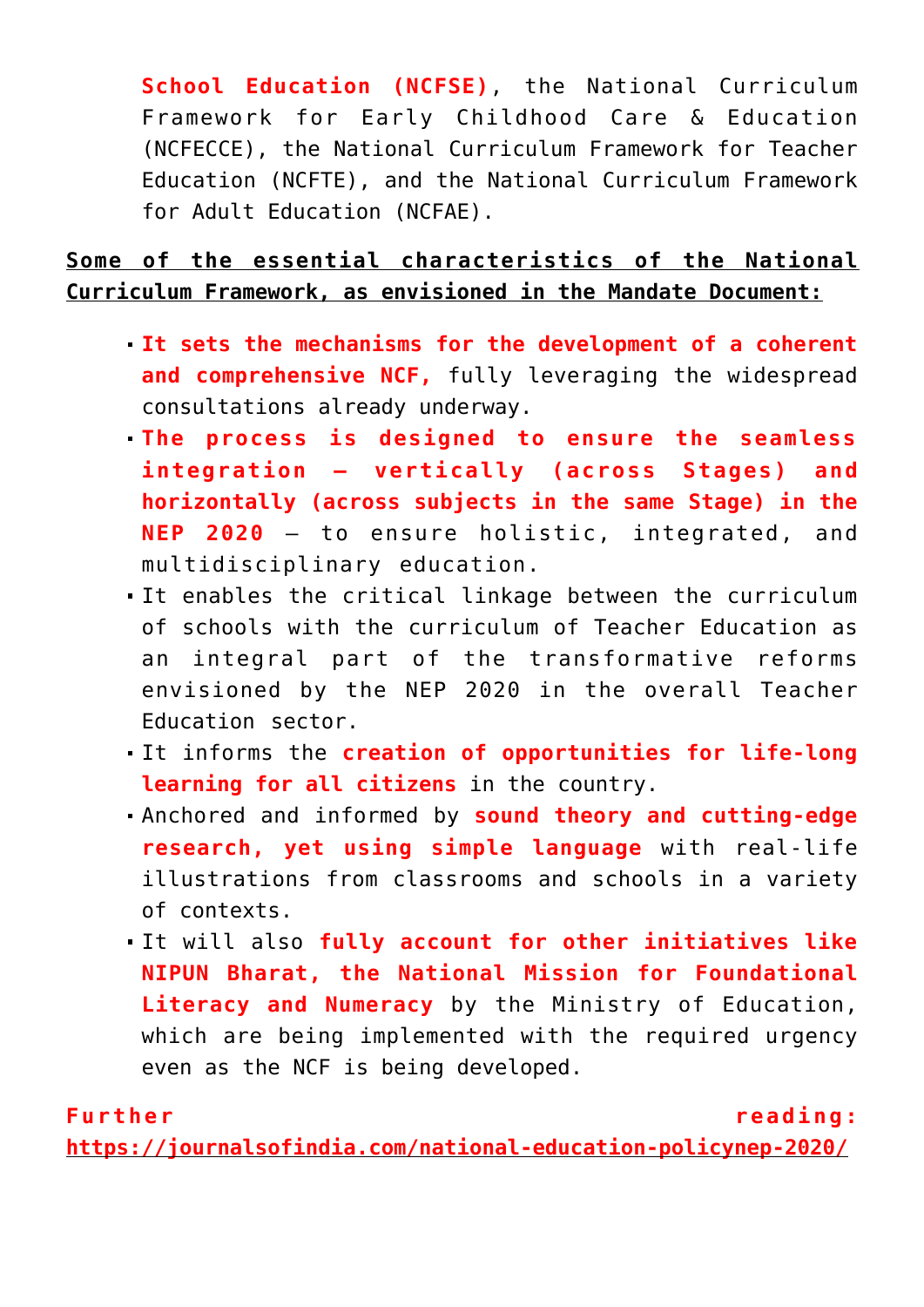**School Education (NCFSE)**, the National Curriculum Framework for Early Childhood Care & Education (NCFECCE), the National Curriculum Framework for Teacher Education (NCFTE), and the National Curriculum Framework for Adult Education (NCFAE).

**Some of the essential characteristics of the National Curriculum Framework, as envisioned in the Mandate Document:**

- **It sets the mechanisms for the development of a coherent and comprehensive NCF,** fully leveraging the widespread consultations already underway.
- **The process is designed to ensure the seamless integration – vertically (across Stages) and horizontally (across subjects in the same Stage) in the NEP 2020** – to ensure holistic, integrated, and multidisciplinary education.
- It enables the critical linkage between the curriculum of schools with the curriculum of Teacher Education as an integral part of the transformative reforms envisioned by the NEP 2020 in the overall Teacher Education sector.
- It informs the **creation of opportunities for life-long learning for all citizens** in the country.
- Anchored and informed by **sound theory and cutting-edge research, yet using simple language** with real-life illustrations from classrooms and schools in a variety of contexts.
- It will also **fully account for other initiatives like NIPUN Bharat, the National Mission for Foundational Literacy and Numeracy** by the Ministry of Education, which are being implemented with the required urgency even as the NCF is being developed.

**Further reading: https://journalsofindia.com/national-education-policynep-2020/**